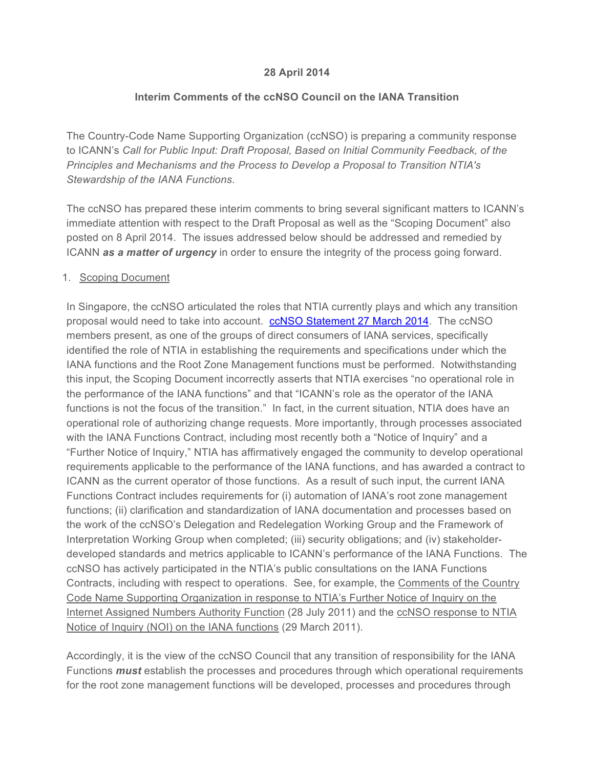**28 April 2014**

**Interim Comments of the ccNSO Council on the IANA Transition**

The Country-Code Name Supporting Organization (ccNSO) is preparing a community response to ICANN's *Call for Public Input: Draft Proposal, Based on Initial Community Feedback, of the Principles and Mechanisms and the Process to Develop a Proposal to Transition NTIA's Stewardship of the IANA Functions*.

The ccNSO has prepared these interim comments to bring several significant matters to ICANN's immediate attention with respect to the Draft Proposal as well as the "Scoping Document" also posted on 8 April 2014. The issues addressed below should be addressed and remedied by ICANN ***as a matter of urgency*** in order to ensure the integrity of the process going forward.

1. Scoping Document

In Singapore, the ccNSO articulated the roles that NTIA currently plays and which any transition proposal would need to take into account. [ccNSO Statement 27 March 2014](). The ccNSO members present, as one of the groups of direct consumers of IANA services, specifically identified the role of NTIA in establishing the requirements and specifications under which the IANA functions and the Root Zone Management functions must be performed. Notwithstanding this input, the Scoping Document incorrectly asserts that NTIA exercises "no operational role in the performance of the IANA functions" and that "ICANN's role as the operator of the IANA functions is not the focus of the transition." In fact, in the current situation, NTIA does have an operational role of authorizing change requests. More importantly, through processes associated with the IANA Functions Contract, including most recently both a "Notice of Inquiry" and a "Further Notice of Inquiry," NTIA has affirmatively engaged the community to develop operational requirements applicable to the performance of the IANA functions, and has awarded a contract to ICANN as the current operator of those functions. As a result of such input, the current IANA Functions Contract includes requirements for (i) automation of IANA's root zone management functions; (ii) clarification and standardization of IANA documentation and processes based on the work of the ccNSO's Delegation and Redelegation Working Group and the Framework of Interpretation Working Group when completed; (iii) security obligations; and (iv) stakeholder-developed standards and metrics applicable to ICANN's performance of the IANA Functions. The ccNSO has actively participated in the NTIA's public consultations on the IANA Functions Contracts, including with respect to operations. See, for example, the Comments of the Country Code Name Supporting Organization in response to NTIA's Further Notice of Inquiry on the Internet Assigned Numbers Authority Function (28 July 2011) and the ccNSO response to NTIA Notice of Inquiry (NOI) on the IANA functions (29 March 2011).

Accordingly, it is the view of the ccNSO Council that any transition of responsibility for the IANA Functions ***must*** establish the processes and procedures through which operational requirements for the root zone management functions will be developed, processes and procedures through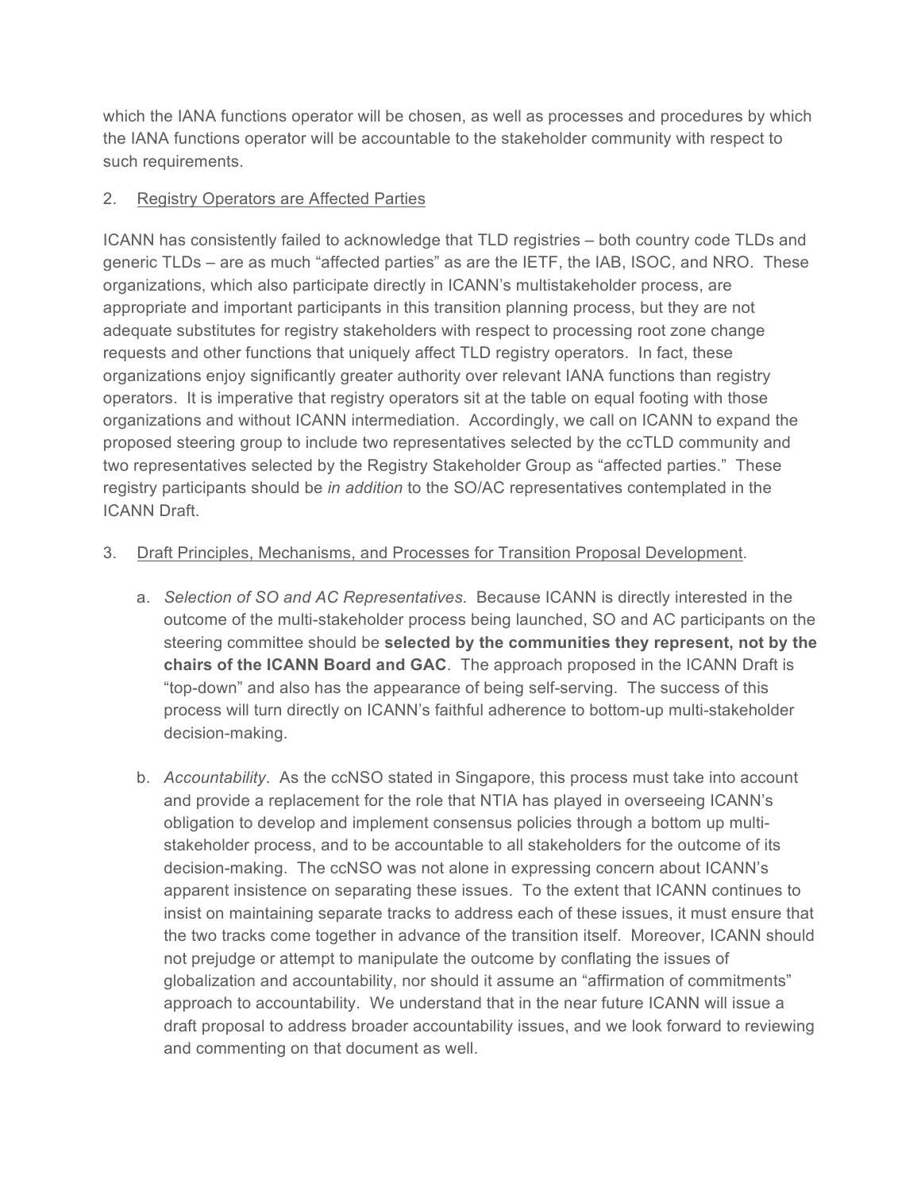which the IANA functions operator will be chosen, as well as processes and procedures by which the IANA functions operator will be accountable to the stakeholder community with respect to such requirements.

2. Registry Operators are Affected Parties

ICANN has consistently failed to acknowledge that TLD registries – both country code TLDs and generic TLDs – are as much "affected parties" as are the IETF, the IAB, ISOC, and NRO. These organizations, which also participate directly in ICANN's multistakeholder process, are appropriate and important participants in this transition planning process, but they are not adequate substitutes for registry stakeholders with respect to processing root zone change requests and other functions that uniquely affect TLD registry operators. In fact, these organizations enjoy significantly greater authority over relevant IANA functions than registry operators. It is imperative that registry operators sit at the table on equal footing with those organizations and without ICANN intermediation. Accordingly, we call on ICANN to expand the proposed steering group to include two representatives selected by the ccTLD community and two representatives selected by the Registry Stakeholder Group as "affected parties." These registry participants should be *in addition* to the SO/AC representatives contemplated in the ICANN Draft.

3. Draft Principles, Mechanisms, and Processes for Transition Proposal Development.

   a. *Selection of SO and AC Representatives*. Because ICANN is directly interested in the outcome of the multi-stakeholder process being launched, SO and AC participants on the steering committee should be **selected by the communities they represent, not by the chairs of the ICANN Board and GAC**. The approach proposed in the ICANN Draft is "top-down" and also has the appearance of being self-serving. The success of this process will turn directly on ICANN's faithful adherence to bottom-up multi-stakeholder decision-making.

   b. *Accountability*. As the ccNSO stated in Singapore, this process must take into account and provide a replacement for the role that NTIA has played in overseeing ICANN's obligation to develop and implement consensus policies through a bottom up multi-stakeholder process, and to be accountable to all stakeholders for the outcome of its decision-making. The ccNSO was not alone in expressing concern about ICANN's apparent insistence on separating these issues. To the extent that ICANN continues to insist on maintaining separate tracks to address each of these issues, it must ensure that the two tracks come together in advance of the transition itself. Moreover, ICANN should not prejudge or attempt to manipulate the outcome by conflating the issues of globalization and accountability, nor should it assume an "affirmation of commitments" approach to accountability. We understand that in the near future ICANN will issue a draft proposal to address broader accountability issues, and we look forward to reviewing and commenting on that document as well.